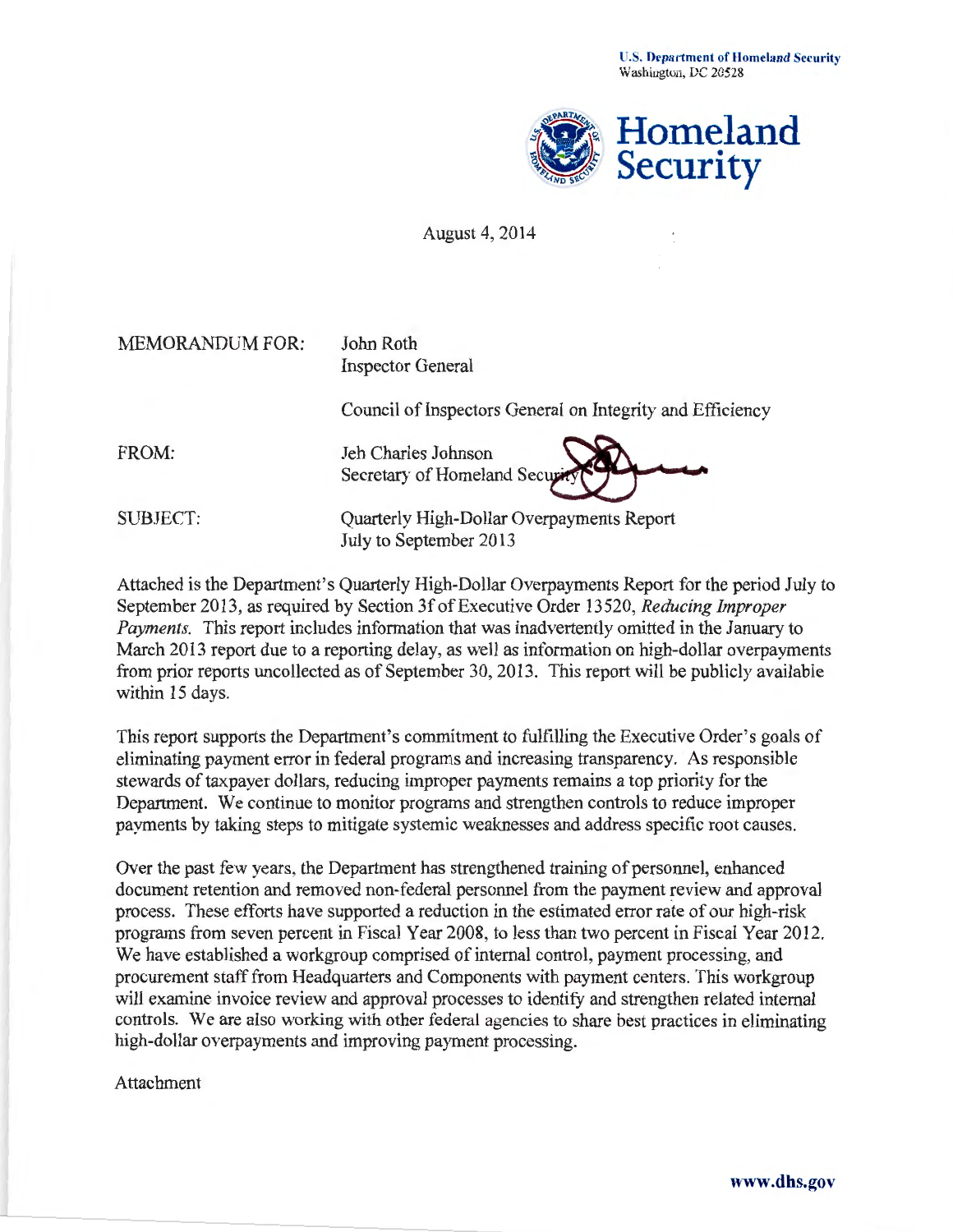U.S. Department of Homeland Security
Washington, DC 20528

**Homeland Security**

August 4, 2014

MEMORANDUM FOR: John Roth
Inspector General

Council of Inspectors General on Integrity and Efficiency

FROM: Jeh Charles Johnson
Secretary of Homeland Security

SUBJECT: Quarterly High-Dollar Overpayments Report
July to September 2013

Attached is the Department's Quarterly High-Dollar Overpayments Report for the period July to September 2013, as required by Section 3f of Executive Order 13520, *Reducing Improper Payments*. This report includes information that was inadvertently omitted in the January to March 2013 report due to a reporting delay, as well as information on high-dollar overpayments from prior reports uncollected as of September 30, 2013. This report will be publicly available within 15 days.

This report supports the Department's commitment to fulfilling the Executive Order's goals of eliminating payment error in federal programs and increasing transparency. As responsible stewards of taxpayer dollars, reducing improper payments remains a top priority for the Department. We continue to monitor programs and strengthen controls to reduce improper payments by taking steps to mitigate systemic weaknesses and address specific root causes.

Over the past few years, the Department has strengthened training of personnel, enhanced document retention and removed non-federal personnel from the payment review and approval process. These efforts have supported a reduction in the estimated error rate of our high-risk programs from seven percent in Fiscal Year 2008, to less than two percent in Fiscal Year 2012. We have established a workgroup comprised of internal control, payment processing, and procurement staff from Headquarters and Components with payment centers. This workgroup will examine invoice review and approval processes to identify and strengthen related internal controls. We are also working with other federal agencies to share best practices in eliminating high-dollar overpayments and improving payment processing.

Attachment

www.dhs.gov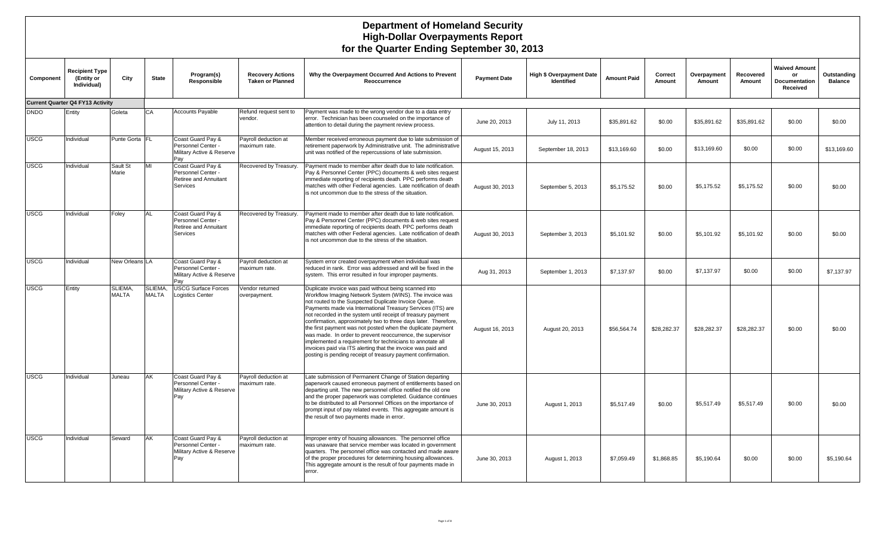# Department of Homeland Security
## High-Dollar Overpayments Report
### for the Quarter Ending September 30, 2013

| Component | Recipient Type (Entity or Individual) | City | State | Program(s) Responsible | Recovery Actions Taken or Planned | Why the Overpayment Occurred And Actions to Prevent Reoccurrence | Payment Date | High $ Overpayment Date Identified | Amount Paid | Correct Amount | Overpayment Amount | Recovered Amount | Waived Amount or Documentation Received | Outstanding Balance |
|---|---|---|---|---|---|---|---|---|---|---|---|---|---|---|
| **Current Quarter Q4 FY13 Activity** | | | | | | | | | | | | | | |
| DNDO | Entity | Goleta | CA | Accounts Payable | Refund request sent to vendor. | Payment was made to the wrong vendor due to a data entry error. Technician has been counseled on the importance of attention to detail during the payment review process. | June 20, 2013 | July 11, 2013 | $35,891.62 | $0.00 | $35,891.62 | $35,891.62 | $0.00 | $0.00 |
| USCG | Individual | Punte Gorta | FL | Coast Guard Pay & Personnel Center - Military Active & Reserve Pay | Payroll deduction at maximum rate. | Member received erroneous payment due to late submission of retirement paperwork by Administrative unit. The administrative unit was notified of the repercussions of late submission. | August 15, 2013 | September 18, 2013 | $13,169.60 | $0.00 | $13,169.60 | $0.00 | $0.00 | $13,169.60 |
| USCG | Individual | Sault St Marie | MI | Coast Guard Pay & Personnel Center - Retiree and Annuitant Services | Recovered by Treasury. | Payment made to member after death due to late notification. Pay & Personnel Center (PPC) documents & web sites request immediate reporting of recipients death. PPC performs death matches with other Federal agencies. Late notification of death is not uncommon due to the stress of the situation. | August 30, 2013 | September 5, 2013 | $5,175.52 | $0.00 | $5,175.52 | $5,175.52 | $0.00 | $0.00 |
| USCG | Individual | Foley | AL | Coast Guard Pay & Personnel Center - Retiree and Annuitant Services | Recovered by Treasury. | Payment made to member after death due to late notification. Pay & Personnel Center (PPC) documents & web sites request immediate reporting of recipients death. PPC performs death matches with other Federal agencies. Late notification of death is not uncommon due to the stress of the situation. | August 30, 2013 | September 3, 2013 | $5,101.92 | $0.00 | $5,101.92 | $5,101.92 | $0.00 | $0.00 |
| USCG | Individual | New Orleans | LA | Coast Guard Pay & Personnel Center - Military Active & Reserve Pay | Payroll deduction at maximum rate. | System error created overpayment when individual was reduced in rank. Error was addressed and will be fixed in the system. This error resulted in four improper payments. | Aug 31, 2013 | September 1, 2013 | $7,137.97 | $0.00 | $7,137.97 | $0.00 | $0.00 | $7,137.97 |
| USCG | Entity | SLIEMA, MALTA | SLIEMA, MALTA | USCG Surface Forces Logistics Center | Vendor returned overpayment. | Duplicate invoice was paid without being scanned into Workflow Imaging Network System (WINS). The invoice was not routed to the Suspected Duplicate Invoice Queue. Payments made via International Treasury Services (ITS) are not recorded in the system until receipt of treasury payment confirmation, approximately two to three days later. Therefore, the first payment was not posted when the duplicate payment was made. In order to prevent reoccurrence, the supervisor implemented a requirement for technicians to annotate all invoices paid via ITS alerting that the invoice was paid and posting is pending receipt of treasury payment confirmation. | August 16, 2013 | August 20, 2013 | $56,564.74 | $28,282.37 | $28,282.37 | $28,282.37 | $0.00 | $0.00 |
| USCG | Individual | Juneau | AK | Coast Guard Pay & Personnel Center - Military Active & Reserve Pay | Payroll deduction at maximum rate. | Late submission of Permanent Change of Station departing paperwork caused erroneous payment of entitlements based on departing unit. The new personnel office notified the old one and the proper paperwork was completed. Guidance continues to be distributed to all Personnel Offices on the importance of prompt input of pay related events. This aggregate amount is the result of two payments made in error. | June 30, 2013 | August 1, 2013 | $5,517.49 | $0.00 | $5,517.49 | $5,517.49 | $0.00 | $0.00 |
| USCG | Individual | Seward | AK | Coast Guard Pay & Personnel Center - Military Active & Reserve Pay | Payroll deduction at maximum rate. | Improper entry of housing allowances. The personnel office was unaware that service member was located in government quarters. The personnel office was contacted and made aware of the proper procedures for determining housing allowances. This aggregate amount is the result of four payments made in error. | June 30, 2013 | August 1, 2013 | $7,059.49 | $1,868.85 | $5,190.64 | $0.00 | $0.00 | $5,190.64 |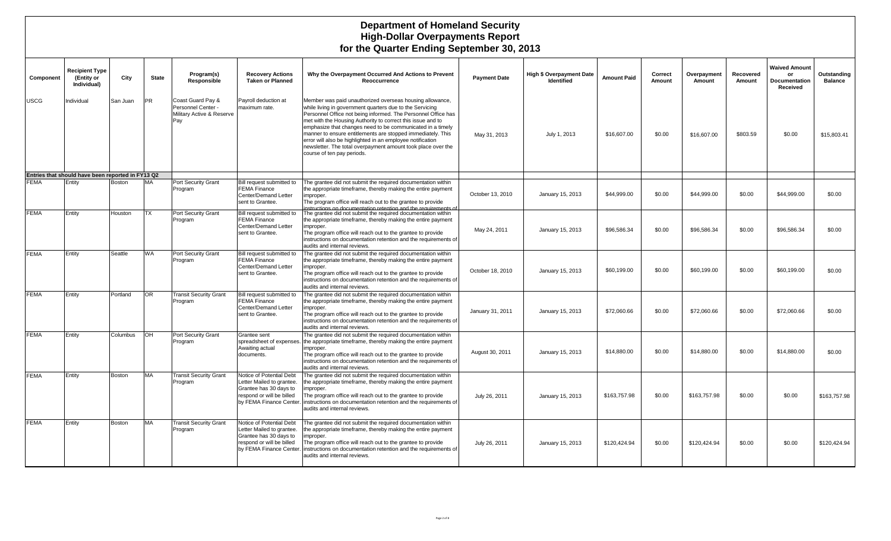# Department of Homeland Security
## High-Dollar Overpayments Report
### for the Quarter Ending September 30, 2013

| Component | Recipient Type (Entity or Individual) | City | State | Program(s) Responsible | Recovery Actions Taken or Planned | Why the Overpayment Occurred And Actions to Prevent Reoccurrence | Payment Date | High $ Overpayment Date Identified | Amount Paid | Correct Amount | Overpayment Amount | Recovered Amount | Waived Amount or Documentation Received | Outstanding Balance |
|---|---|---|---|---|---|---|---|---|---|---|---|---|---|---|
| USCG | Individual | San Juan | PR | Coast Guard Pay & Personnel Center - Military Active & Reserve Pay | Payroll deduction at maximum rate. | Member was paid unauthorized overseas housing allowance, while living in government quarters due to the Servicing Personnel Office not being informed. The Personnel Office has met with the Housing Authority to correct this issue and to emphasize that changes need to be communicated in a timely manner to ensure entitlements are stopped immediately. This error will also be highlighted in an employee notification newsletter. The total overpayment amount took place over the course of ten pay periods. | May 31, 2013 | July 1, 2013 | $16,607.00 | $0.00 | $16,607.00 | $803.59 | $0.00 | $15,803.41 |
| **Entries that should have been reported in FY13 Q2** | | | | | | | | | | | | | | |
| FEMA | Entity | Boston | MA | Port Security Grant Program | Bill request submitted to FEMA Finance Center/Demand Letter sent to Grantee. | The grantee did not submit the required documentation within the appropriate timeframe, thereby making the entire payment improper. The program office will reach out to the grantee to provide instructions on documentation retention and the requirements of | October 13, 2010 | January 15, 2013 | $44,999.00 | $0.00 | $44,999.00 | $0.00 | $44,999.00 | $0.00 |
| FEMA | Entity | Houston | TX | Port Security Grant Program | Bill request submitted to FEMA Finance Center/Demand Letter sent to Grantee. | The grantee did not submit the required documentation within the appropriate timeframe, thereby making the entire payment improper. The program office will reach out to the grantee to provide instructions on documentation retention and the requirements of audits and internal reviews. | May 24, 2011 | January 15, 2013 | $96,586.34 | $0.00 | $96,586.34 | $0.00 | $96,586.34 | $0.00 |
| FEMA | Entity | Seattle | WA | Port Security Grant Program | Bill request submitted to FEMA Finance Center/Demand Letter sent to Grantee. | The grantee did not submit the required documentation within the appropriate timeframe, thereby making the entire payment improper. The program office will reach out to the grantee to provide instructions on documentation retention and the requirements of audits and internal reviews. | October 18, 2010 | January 15, 2013 | $60,199.00 | $0.00 | $60,199.00 | $0.00 | $60,199.00 | $0.00 |
| FEMA | Entity | Portland | OR | Transit Security Grant Program | Bill request submitted to FEMA Finance Center/Demand Letter sent to Grantee. | The grantee did not submit the required documentation within the appropriate timeframe, thereby making the entire payment improper. The program office will reach out to the grantee to provide instructions on documentation retention and the requirements of audits and internal reviews. | January 31, 2011 | January 15, 2013 | $72,060.66 | $0.00 | $72,060.66 | $0.00 | $72,060.66 | $0.00 |
| FEMA | Entity | Columbus | OH | Port Security Grant Program | Grantee sent spreadsheet of expenses. Awaiting actual documents. | The grantee did not submit the required documentation within the appropriate timeframe, thereby making the entire payment improper. The program office will reach out to the grantee to provide instructions on documentation retention and the requirements of audits and internal reviews. | August 30, 2011 | January 15, 2013 | $14,880.00 | $0.00 | $14,880.00 | $0.00 | $14,880.00 | $0.00 |
| FEMA | Entity | Boston | MA | Transit Security Grant Program | Notice of Potential Debt Letter Mailed to grantee. Grantee has 30 days to respond or will be billed by FEMA Finance Center. | The grantee did not submit the required documentation within the appropriate timeframe, thereby making the entire payment improper. The program office will reach out to the grantee to provide instructions on documentation retention and the requirements of audits and internal reviews. | July 26, 2011 | January 15, 2013 | $163,757.98 | $0.00 | $163,757.98 | $0.00 | $0.00 | $163,757.98 |
| FEMA | Entity | Boston | MA | Transit Security Grant Program | Notice of Potential Debt Letter Mailed to grantee. Grantee has 30 days to respond or will be billed by FEMA Finance Center. | The grantee did not submit the required documentation within the appropriate timeframe, thereby making the entire payment improper. The program office will reach out to the grantee to provide instructions on documentation retention and the requirements of audits and internal reviews. | July 26, 2011 | January 15, 2013 | $120,424.94 | $0.00 | $120,424.94 | $0.00 | $0.00 | $120,424.94 |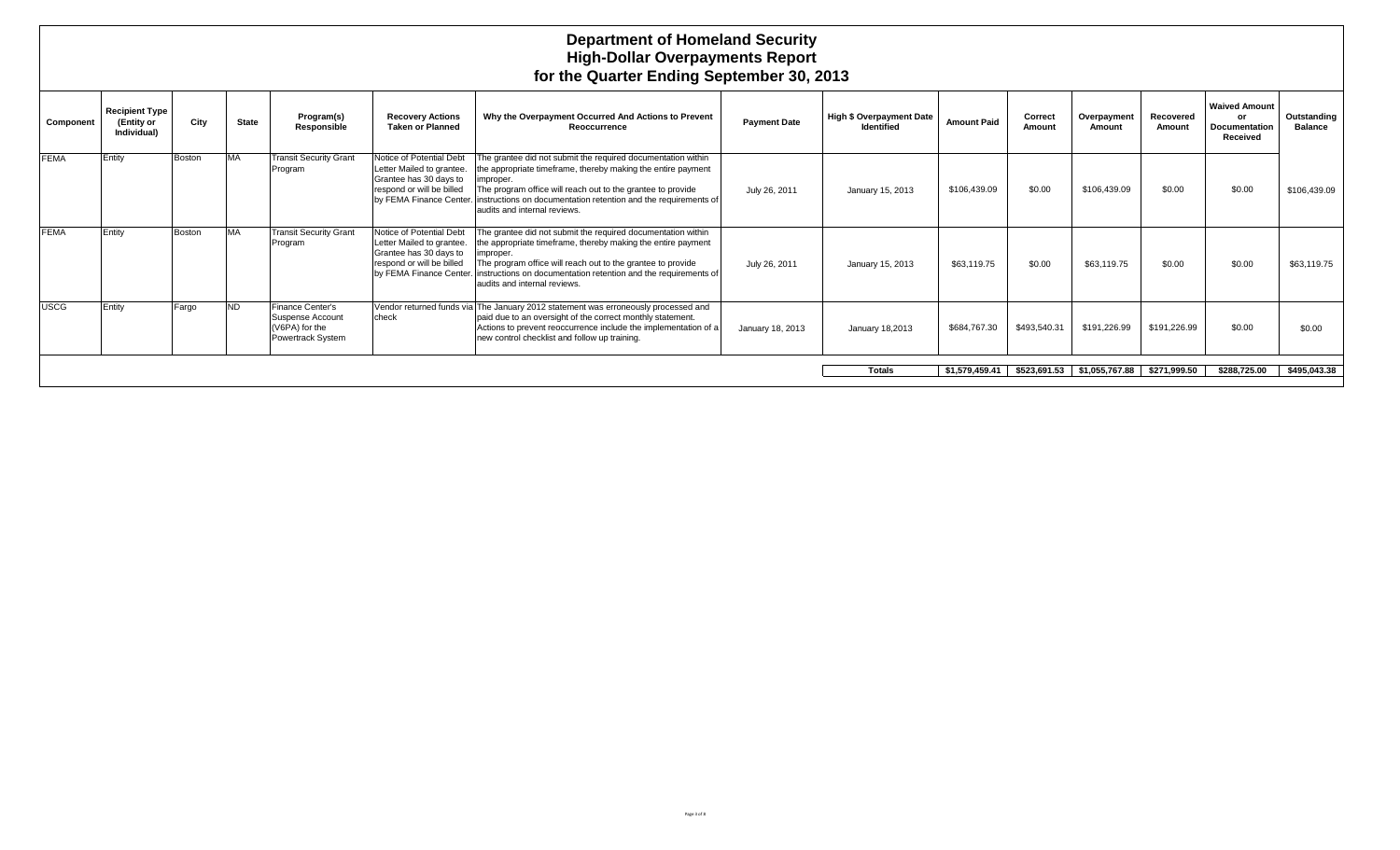# Department of Homeland Security
## High-Dollar Overpayments Report
### for the Quarter Ending September 30, 2013

| Component | Recipient Type (Entity or Individual) | City | State | Program(s) Responsible | Recovery Actions Taken or Planned | Why the Overpayment Occurred And Actions to Prevent Reoccurrence | Payment Date | High $ Overpayment Date Identified | Amount Paid | Correct Amount | Overpayment Amount | Recovered Amount | Waived Amount or Documentation Received | Outstanding Balance |
|---|---|---|---|---|---|---|---|---|---|---|---|---|---|---|
| FEMA | Entity | Boston | MA | Transit Security Grant Program | Notice of Potential Debt Letter Mailed to grantee. Grantee has 30 days to respond or will be billed by FEMA Finance Center. | The grantee did not submit the required documentation within the appropriate timeframe, thereby making the entire payment improper. The program office will reach out to the grantee to provide instructions on documentation retention and the requirements of audits and internal reviews. | July 26, 2011 | January 15, 2013 | $106,439.09 | $0.00 | $106,439.09 | $0.00 | $0.00 | $106,439.09 |
| FEMA | Entity | Boston | MA | Transit Security Grant Program | Notice of Potential Debt Letter Mailed to grantee. Grantee has 30 days to respond or will be billed by FEMA Finance Center. | The grantee did not submit the required documentation within the appropriate timeframe, thereby making the entire payment improper. The program office will reach out to the grantee to provide instructions on documentation retention and the requirements of audits and internal reviews. | July 26, 2011 | January 15, 2013 | $63,119.75 | $0.00 | $63,119.75 | $0.00 | $0.00 | $63,119.75 |
| USCG | Entity | Fargo | ND | Finance Center's Suspense Account (V6PA) for the Powertrack System | Vendor returned funds via check | The January 2012 statement was erroneously processed and paid due to an oversight of the correct monthly statement. Actions to prevent reoccurrence include the implementation of a new control checklist and follow up training. | January 18, 2013 | January 18,2013 | $684,767.30 | $493,540.31 | $191,226.99 | $191,226.99 | $0.00 | $0.00 |
| | | | | | | | | **Totals** | **$1,579,459.41** | **$523,691.53** | **$1,055,767.88** | **$271,999.50** | **$288,725.00** | **$495,043.38** |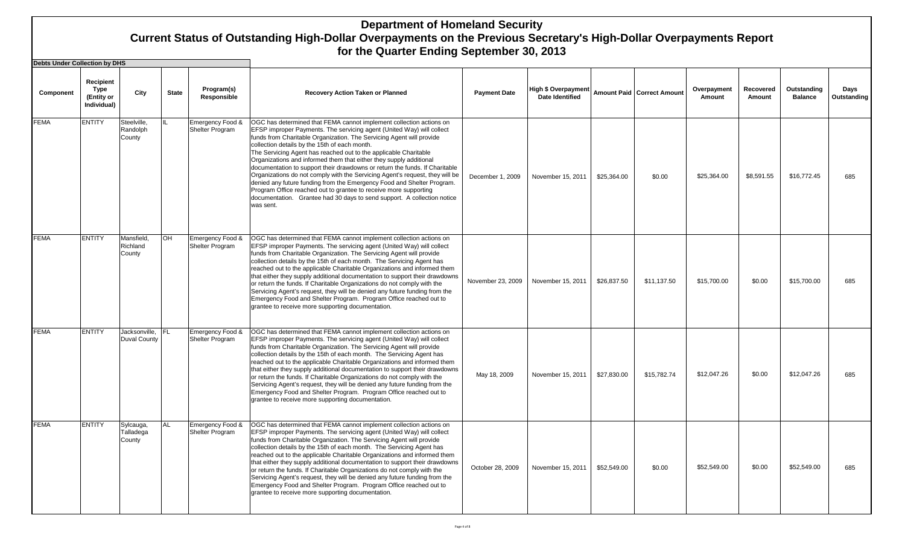# Department of Homeland Security
## Current Status of Outstanding High-Dollar Overpayments on the Previous Secretary's High-Dollar Overpayments Report
## for the Quarter Ending September 30, 2013

**Debts Under Collection by DHS**

| Component | Recipient Type (Entity or Individual) | City | State | Program(s) Responsible | Recovery Action Taken or Planned | Payment Date | High $ Overpayment Date Identified | Amount Paid | Correct Amount | Overpayment Amount | Recovered Amount | Outstanding Balance | Days Outstanding |
|---|---|---|---|---|---|---|---|---|---|---|---|---|---|
| FEMA | ENTITY | Steelville, Randolph County | IL | Emergency Food & Shelter Program | OGC has determined that FEMA cannot implement collection actions on EFSP improper Payments. The servicing agent (United Way) will collect funds from Charitable Organization. The Servicing Agent will provide collection details by the 15th of each month. The Servicing Agent has reached out to the applicable Charitable Organizations and informed them that either they supply additional documentation to support their drawdowns or return the funds. If Charitable Organizations do not comply with the Servicing Agent's request, they will be denied any future funding from the Emergency Food and Shelter Program. Program Office reached out to grantee to receive more supporting documentation. Grantee had 30 days to send support. A collection notice was sent. | December 1, 2009 | November 15, 2011 | $25,364.00 | $0.00 | $25,364.00 | $8,591.55 | $16,772.45 | 685 |
| FEMA | ENTITY | Mansfield, Richland County | OH | Emergency Food & Shelter Program | OGC has determined that FEMA cannot implement collection actions on EFSP improper Payments. The servicing agent (United Way) will collect funds from Charitable Organization. The Servicing Agent will provide collection details by the 15th of each month. The Servicing Agent has reached out to the applicable Charitable Organizations and informed them that either they supply additional documentation to support their drawdowns or return the funds. If Charitable Organizations do not comply with the Servicing Agent's request, they will be denied any future funding from the Emergency Food and Shelter Program. Program Office reached out to grantee to receive more supporting documentation. | November 23, 2009 | November 15, 2011 | $26,837.50 | $11,137.50 | $15,700.00 | $0.00 | $15,700.00 | 685 |
| FEMA | ENTITY | Jacksonville, Duval County | FL | Emergency Food & Shelter Program | OGC has determined that FEMA cannot implement collection actions on EFSP improper Payments. The servicing agent (United Way) will collect funds from Charitable Organization. The Servicing Agent will provide collection details by the 15th of each month. The Servicing Agent has reached out to the applicable Charitable Organizations and informed them that either they supply additional documentation to support their drawdowns or return the funds. If Charitable Organizations do not comply with the Servicing Agent's request, they will be denied any future funding from the Emergency Food and Shelter Program. Program Office reached out to grantee to receive more supporting documentation. | May 18, 2009 | November 15, 2011 | $27,830.00 | $15,782.74 | $12,047.26 | $0.00 | $12,047.26 | 685 |
| FEMA | ENTITY | Sylcauga, Talladega County | AL | Emergency Food & Shelter Program | OGC has determined that FEMA cannot implement collection actions on EFSP improper Payments. The servicing agent (United Way) will collect funds from Charitable Organization. The Servicing Agent will provide collection details by the 15th of each month. The Servicing Agent has reached out to the applicable Charitable Organizations and informed them that either they supply additional documentation to support their drawdowns or return the funds. If Charitable Organizations do not comply with the Servicing Agent's request, they will be denied any future funding from the Emergency Food and Shelter Program. Program Office reached out to grantee to receive more supporting documentation. | October 28, 2009 | November 15, 2011 | $52,549.00 | $0.00 | $52,549.00 | $0.00 | $52,549.00 | 685 |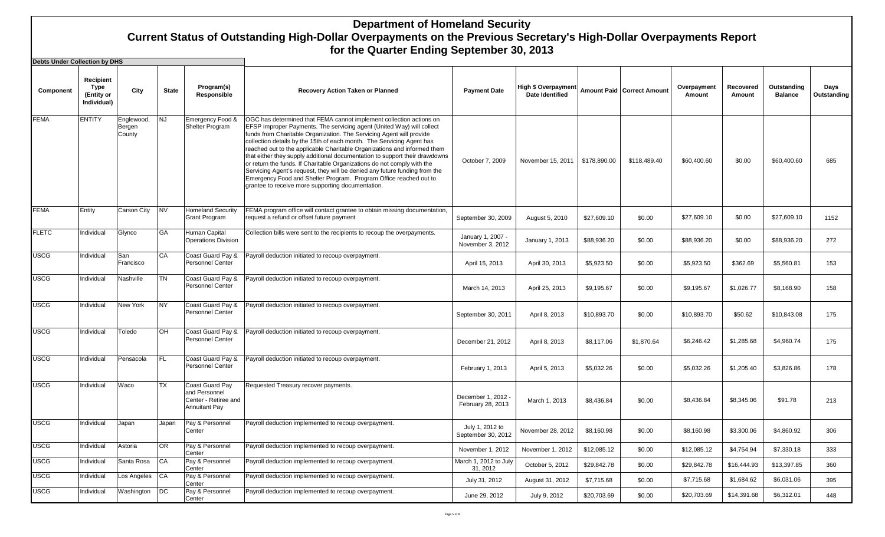# Department of Homeland Security
## Current Status of Outstanding High-Dollar Overpayments on the Previous Secretary's High-Dollar Overpayments Report for the Quarter Ending September 30, 2013

**Debts Under Collection by DHS**

| Component | Recipient Type (Entity or Individual) | City | State | Program(s) Responsible | Recovery Action Taken or Planned | Payment Date | High $ Overpayment Date Identified | Amount Paid | Correct Amount | Overpayment Amount | Recovered Amount | Outstanding Balance | Days Outstanding |
|---|---|---|---|---|---|---|---|---|---|---|---|---|---|
| FEMA | ENTITY | Englewood, Bergen County | NJ | Emergency Food & Shelter Program | OGC has determined that FEMA cannot implement collection actions on EFSP improper Payments. The servicing agent (United Way) will collect funds from Charitable Organization. The Servicing Agent will provide collection details by the 15th of each month. The Servicing Agent has reached out to the applicable Charitable Organizations and informed them that either they supply additional documentation to support their drawdowns or return the funds. If Charitable Organizations do not comply with the Servicing Agent's request, they will be denied any future funding from the Emergency Food and Shelter Program. Program Office reached out to grantee to receive more supporting documentation. | October 7, 2009 | November 15, 2011 | $178,890.00 | $118,489.40 | $60,400.60 | $0.00 | $60,400.60 | 685 |
| FEMA | Entity | Carson City | NV | Homeland Security Grant Program | FEMA program office will contact grantee to obtain missing documentation, request a refund or offset future payment | September 30, 2009 | August 5, 2010 | $27,609.10 | $0.00 | $27,609.10 | $0.00 | $27,609.10 | 1152 |
| FLETC | Individual | Glynco | GA | Human Capital Operations Division | Collection bills were sent to the recipients to recoup the overpayments. | January 1, 2007 - November 3, 2012 | January 1, 2013 | $88,936.20 | $0.00 | $88,936.20 | $0.00 | $88,936.20 | 272 |
| USCG | Individual | San Francisco | CA | Coast Guard Pay & Personnel Center | Payroll deduction initiated to recoup overpayment. | April 15, 2013 | April 30, 2013 | $5,923.50 | $0.00 | $5,923.50 | $362.69 | $5,560.81 | 153 |
| USCG | Individual | Nashville | TN | Coast Guard Pay & Personnel Center | Payroll deduction initiated to recoup overpayment. | March 14, 2013 | April 25, 2013 | $9,195.67 | $0.00 | $9,195.67 | $1,026.77 | $8,168.90 | 158 |
| USCG | Individual | New York | NY | Coast Guard Pay & Personnel Center | Payroll deduction initiated to recoup overpayment. | September 30, 2011 | April 8, 2013 | $10,893.70 | $0.00 | $10,893.70 | $50.62 | $10,843.08 | 175 |
| USCG | Individual | Toledo | OH | Coast Guard Pay & Personnel Center | Payroll deduction initiated to recoup overpayment. | December 21, 2012 | April 8, 2013 | $8,117.06 | $1,870.64 | $6,246.42 | $1,285.68 | $4,960.74 | 175 |
| USCG | Individual | Pensacola | FL | Coast Guard Pay & Personnel Center | Payroll deduction initiated to recoup overpayment. | February 1, 2013 | April 5, 2013 | $5,032.26 | $0.00 | $5,032.26 | $1,205.40 | $3,826.86 | 178 |
| USCG | Individual | Waco | TX | Coast Guard Pay and Personnel Center - Retiree and Annuitant Pay | Requested Treasury recover payments. | December 1, 2012 - February 28, 2013 | March 1, 2013 | $8,436.84 | $0.00 | $8,436.84 | $8,345.06 | $91.78 | 213 |
| USCG | Individual | Japan | Japan | Pay & Personnel Center | Payroll deduction implemented to recoup overpayment. | July 1, 2012 to September 30, 2012 | November 28, 2012 | $8,160.98 | $0.00 | $8,160.98 | $3,300.06 | $4,860.92 | 306 |
| USCG | Individual | Astoria | OR | Pay & Personnel Center | Payroll deduction implemented to recoup overpayment. | November 1, 2012 | November 1, 2012 | $12,085.12 | $0.00 | $12,085.12 | $4,754.94 | $7,330.18 | 333 |
| USCG | Individual | Santa Rosa | CA | Pay & Personnel Center | Payroll deduction implemented to recoup overpayment. | March 1, 2012 to July 31, 2012 | October 5, 2012 | $29,842.78 | $0.00 | $29,842.78 | $16,444.93 | $13,397.85 | 360 |
| USCG | Individual | Los Angeles | CA | Pay & Personnel Center | Payroll deduction implemented to recoup overpayment. | July 31, 2012 | August 31, 2012 | $7,715.68 | $0.00 | $7,715.68 | $1,684.62 | $6,031.06 | 395 |
| USCG | Individual | Washington | DC | Pay & Personnel Center | Payroll deduction implemented to recoup overpayment. | June 29, 2012 | July 9, 2012 | $20,703.69 | $0.00 | $20,703.69 | $14,391.68 | $6,312.01 | 448 |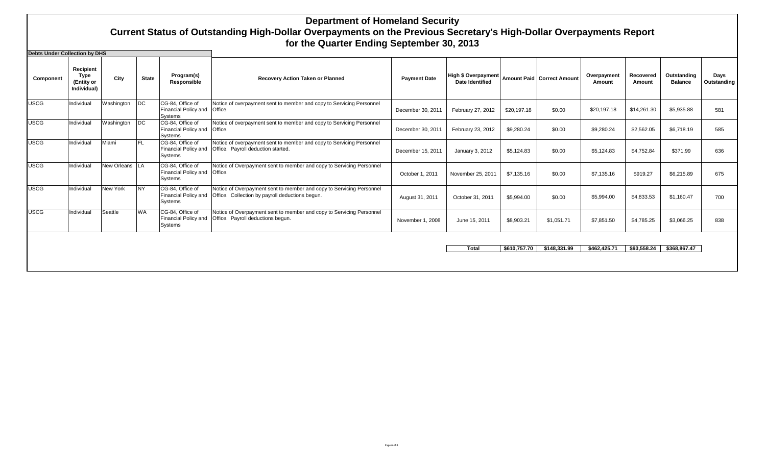# Department of Homeland Security

## Current Status of Outstanding High-Dollar Overpayments on the Previous Secretary's High-Dollar Overpayments Report for the Quarter Ending September 30, 2013

**Debts Under Collection by DHS**

| Component | Recipient Type (Entity or Individual) | City | State | Program(s) Responsible | Recovery Action Taken or Planned | Payment Date | High $ Overpayment Date Identified | Amount Paid | Correct Amount | Overpayment Amount | Recovered Amount | Outstanding Balance | Days Outstanding |
|---|---|---|---|---|---|---|---|---|---|---|---|---|---|
| USCG | Individual | Washington | DC | CG-84, Office of Financial Policy and Systems | Notice of overpayment sent to member and copy to Servicing Personnel Office. | December 30, 2011 | February 27, 2012 | $20,197.18 | $0.00 | $20,197.18 | $14,261.30 | $5,935.88 | 581 |
| USCG | Individual | Washington | DC | CG-84, Office of Financial Policy and Systems | Notice of overpayment sent to member and copy to Servicing Personnel Office. | December 30, 2011 | February 23, 2012 | $9,280.24 | $0.00 | $9,280.24 | $2,562.05 | $6,718.19 | 585 |
| USCG | Individual | Miami | FL | CG-84, Office of Financial Policy and Systems | Notice of overpayment sent to member and copy to Servicing Personnel Office. Payroll deduction started. | December 15, 2011 | January 3, 2012 | $5,124.83 | $0.00 | $5,124.83 | $4,752.84 | $371.99 | 636 |
| USCG | Individual | New Orleans | LA | CG-84, Office of Financial Policy and Systems | Notice of Overpayment sent to member and copy to Servicing Personnel Office. | October 1, 2011 | November 25, 2011 | $7,135.16 | $0.00 | $7,135.16 | $919.27 | $6,215.89 | 675 |
| USCG | Individual | New York | NY | CG-84, Office of Financial Policy and Systems | Notice of Overpayment sent to member and copy to Servicing Personnel Office. Collection by payroll deductions begun. | August 31, 2011 | October 31, 2011 | $5,994.00 | $0.00 | $5,994.00 | $4,833.53 | $1,160.47 | 700 |
| USCG | Individual | Seattle | WA | CG-84, Office of Financial Policy and Systems | Notice of Overpayment sent to member and copy to Servicing Personnel Office. Payroll deductions begun. | November 1, 2008 | June 15, 2011 | $8,903.21 | $1,051.71 | $7,851.50 | $4,785.25 | $3,066.25 | 838 |
| | | | | | | | **Total** | **$610,757.70** | **$148,331.99** | **$462,425.71** | **$93,558.24** | **$368,867.47** | |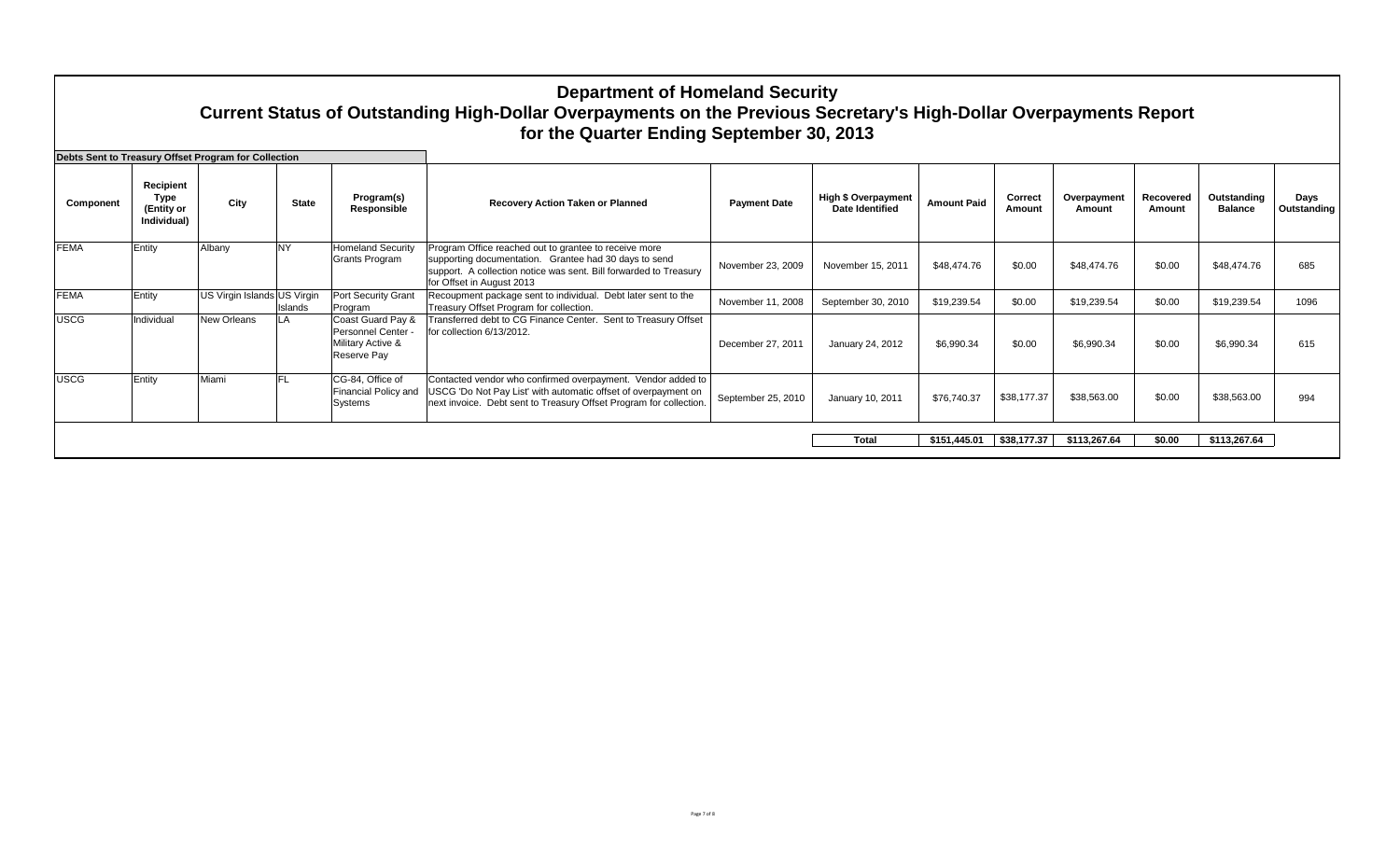# Department of Homeland Security
## Current Status of Outstanding High-Dollar Overpayments on the Previous Secretary's High-Dollar Overpayments Report
## for the Quarter Ending September 30, 2013

**Debts Sent to Treasury Offset Program for Collection**

| Component | Recipient Type (Entity or Individual) | City | State | Program(s) Responsible | Recovery Action Taken or Planned | Payment Date | High $ Overpayment Date Identified | Amount Paid | Correct Amount | Overpayment Amount | Recovered Amount | Outstanding Balance | Days Outstanding |
|---|---|---|---|---|---|---|---|---|---|---|---|---|---|
| FEMA | Entity | Albany | NY | Homeland Security Grants Program | Program Office reached out to grantee to receive more supporting documentation. Grantee had 30 days to send support. A collection notice was sent. Bill forwarded to Treasury for Offset in August 2013 | November 23, 2009 | November 15, 2011 | $48,474.76 | $0.00 | $48,474.76 | $0.00 | $48,474.76 | 685 |
| FEMA | Entity | US Virgin Islands | US Virgin Islands | Port Security Grant Program | Recoupment package sent to individual. Debt later sent to the Treasury Offset Program for collection. | November 11, 2008 | September 30, 2010 | $19,239.54 | $0.00 | $19,239.54 | $0.00 | $19,239.54 | 1096 |
| USCG | Individual | New Orleans | LA | Coast Guard Pay & Personnel Center - Military Active & Reserve Pay | Transferred debt to CG Finance Center. Sent to Treasury Offset for collection 6/13/2012. | December 27, 2011 | January 24, 2012 | $6,990.34 | $0.00 | $6,990.34 | $0.00 | $6,990.34 | 615 |
| USCG | Entity | Miami | FL | CG-84, Office of Financial Policy and Systems | Contacted vendor who confirmed overpayment. Vendor added to USCG 'Do Not Pay List' with automatic offset of overpayment on next invoice. Debt sent to Treasury Offset Program for collection. | September 25, 2010 | January 10, 2011 | $76,740.37 | $38,177.37 | $38,563.00 | $0.00 | $38,563.00 | 994 |
| | | | | | | | **Total** | **$151,445.01** | **$38,177.37** | **$113,267.64** | **$0.00** | **$113,267.64** | |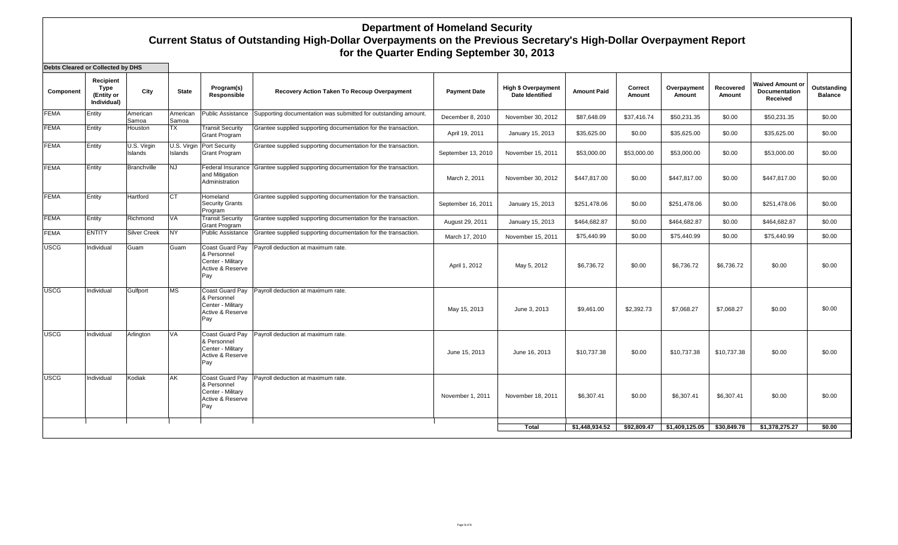# Department of Homeland Security
## Current Status of Outstanding High-Dollar Overpayments on the Previous Secretary's High-Dollar Overpayment Report
## for the Quarter Ending September 30, 2013

**Debts Cleared or Collected by DHS**

| Component | Recipient Type (Entity or Individual) | City | State | Program(s) Responsible | Recovery Action Taken To Recoup Overpayment | Payment Date | High $ Overpayment Date Identified | Amount Paid | Correct Amount | Overpayment Amount | Recovered Amount | Waived Amount or Documentation Received | Outstanding Balance |
|---|---|---|---|---|---|---|---|---|---|---|---|---|---|
| FEMA | Entity | American Samoa | American Samoa | Public Assistance | Supporting documentation was submitted for outstanding amount. | December 8, 2010 | November 30, 2012 | $87,648.09 | $37,416.74 | $50,231.35 | $0.00 | $50,231.35 | $0.00 |
| FEMA | Entity | Houston | TX | Transit Security Grant Program | Grantee supplied supporting documentation for the transaction. | April 19, 2011 | January 15, 2013 | $35,625.00 | $0.00 | $35,625.00 | $0.00 | $35,625.00 | $0.00 |
| FEMA | Entity | U.S. Virgin Islands | U.S. Virgin Islands | Port Security Grant Program | Grantee supplied supporting documentation for the transaction. | September 13, 2010 | November 15, 2011 | $53,000.00 | $53,000.00 | $53,000.00 | $0.00 | $53,000.00 | $0.00 |
| FEMA | Entity | Branchville | NJ | Federal Insurance and Mitigation Administration | Grantee supplied supporting documentation for the transaction. | March 2, 2011 | November 30, 2012 | $447,817.00 | $0.00 | $447,817.00 | $0.00 | $447,817.00 | $0.00 |
| FEMA | Entity | Hartford | CT | Homeland Security Grants Program | Grantee supplied supporting documentation for the transaction. | September 16, 2011 | January 15, 2013 | $251,478.06 | $0.00 | $251,478.06 | $0.00 | $251,478.06 | $0.00 |
| FEMA | Entity | Richmond | VA | Transit Security Grant Program | Grantee supplied supporting documentation for the transaction. | August 29, 2011 | January 15, 2013 | $464,682.87 | $0.00 | $464,682.87 | $0.00 | $464,682.87 | $0.00 |
| FEMA | ENTITY | Silver Creek | NY | Public Assistance | Grantee supplied supporting documentation for the transaction. | March 17, 2010 | November 15, 2011 | $75,440.99 | $0.00 | $75,440.99 | $0.00 | $75,440.99 | $0.00 |
| USCG | Individual | Guam | Guam | Coast Guard Pay & Personnel Center - Military Active & Reserve Pay | Payroll deduction at maximum rate. | April 1, 2012 | May 5, 2012 | $6,736.72 | $0.00 | $6,736.72 | $6,736.72 | $0.00 | $0.00 |
| USCG | Individual | Gulfport | MS | Coast Guard Pay & Personnel Center - Military Active & Reserve Pay | Payroll deduction at maximum rate. | May 15, 2013 | June 3, 2013 | $9,461.00 | $2,392.73 | $7,068.27 | $7,068.27 | $0.00 | $0.00 |
| USCG | Individual | Arlington | VA | Coast Guard Pay & Personnel Center - Military Active & Reserve Pay | Payroll deduction at maximum rate. | June 15, 2013 | June 16, 2013 | $10,737.38 | $0.00 | $10,737.38 | $10,737.38 | $0.00 | $0.00 |
| USCG | Individual | Kodiak | AK | Coast Guard Pay & Personnel Center - Military Active & Reserve Pay | Payroll deduction at maximum rate. | November 1, 2011 | November 18, 2011 | $6,307.41 | $0.00 | $6,307.41 | $6,307.41 | $0.00 | $0.00 |
| | | | | | | | **Total** | **$1,448,934.52** | **$92,809.47** | **$1,409,125.05** | **$30,849.78** | **$1,378,275.27** | **$0.00** |